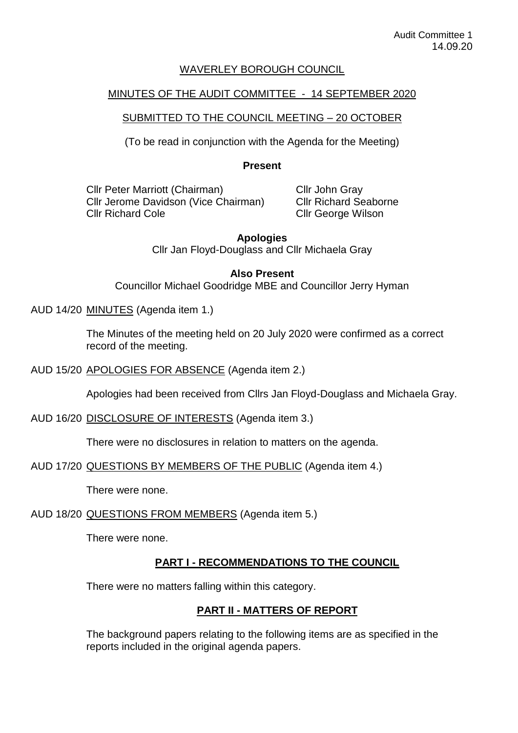WAVERLEY BOROUGH COUNCIL

MINUTES OF THE AUDIT COMMITTEE - 14 SEPTEMBER 2020

SUBMITTED TO THE COUNCIL MEETING – 20 OCTOBER

(To be read in conjunction with the Agenda for the Meeting)

**Present**

Cllr Peter Marriott (Chairman)
Cllr Jerome Davidson (Vice Chairman)
Cllr Richard Cole
Cllr John Gray
Cllr Richard Seaborne
Cllr George Wilson

**Apologies**

Cllr Jan Floyd-Douglass and Cllr Michaela Gray

**Also Present**

Councillor Michael Goodridge MBE and Councillor Jerry Hyman

AUD 14/20 MINUTES (Agenda item 1.)

The Minutes of the meeting held on 20 July 2020 were confirmed as a correct record of the meeting.

AUD 15/20 APOLOGIES FOR ABSENCE (Agenda item 2.)

Apologies had been received from Cllrs Jan Floyd-Douglass and Michaela Gray.

AUD 16/20 DISCLOSURE OF INTERESTS (Agenda item 3.)

There were no disclosures in relation to matters on the agenda.

AUD 17/20 QUESTIONS BY MEMBERS OF THE PUBLIC (Agenda item 4.)

There were none.

AUD 18/20 QUESTIONS FROM MEMBERS (Agenda item 5.)

There were none.

**PART I - RECOMMENDATIONS TO THE COUNCIL**

There were no matters falling within this category.

**PART II - MATTERS OF REPORT**

The background papers relating to the following items are as specified in the reports included in the original agenda papers.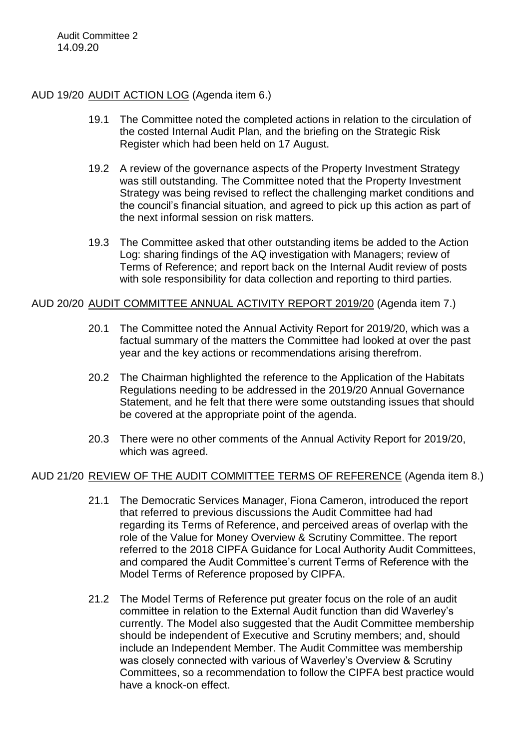AUD 19/20 <u>AUDIT ACTION LOG</u> (Agenda item 6.)

19.1 The Committee noted the completed actions in relation to the circulation of the costed Internal Audit Plan, and the briefing on the Strategic Risk Register which had been held on 17 August.

19.2 A review of the governance aspects of the Property Investment Strategy was still outstanding. The Committee noted that the Property Investment Strategy was being revised to reflect the challenging market conditions and the council's financial situation, and agreed to pick up this action as part of the next informal session on risk matters.

19.3 The Committee asked that other outstanding items be added to the Action Log: sharing findings of the AQ investigation with Managers; review of Terms of Reference; and report back on the Internal Audit review of posts with sole responsibility for data collection and reporting to third parties.

AUD 20/20 <u>AUDIT COMMITTEE ANNUAL ACTIVITY REPORT 2019/20</u> (Agenda item 7.)

20.1 The Committee noted the Annual Activity Report for 2019/20, which was a factual summary of the matters the Committee had looked at over the past year and the key actions or recommendations arising therefrom.

20.2 The Chairman highlighted the reference to the Application of the Habitats Regulations needing to be addressed in the 2019/20 Annual Governance Statement, and he felt that there were some outstanding issues that should be covered at the appropriate point of the agenda.

20.3 There were no other comments of the Annual Activity Report for 2019/20, which was agreed.

AUD 21/20 <u>REVIEW OF THE AUDIT COMMITTEE TERMS OF REFERENCE</u> (Agenda item 8.)

21.1 The Democratic Services Manager, Fiona Cameron, introduced the report that referred to previous discussions the Audit Committee had had regarding its Terms of Reference, and perceived areas of overlap with the role of the Value for Money Overview & Scrutiny Committee. The report referred to the 2018 CIPFA Guidance for Local Authority Audit Committees, and compared the Audit Committee's current Terms of Reference with the Model Terms of Reference proposed by CIPFA.

21.2 The Model Terms of Reference put greater focus on the role of an audit committee in relation to the External Audit function than did Waverley's currently. The Model also suggested that the Audit Committee membership should be independent of Executive and Scrutiny members; and, should include an Independent Member. The Audit Committee was membership was closely connected with various of Waverley's Overview & Scrutiny Committees, so a recommendation to follow the CIPFA best practice would have a knock-on effect.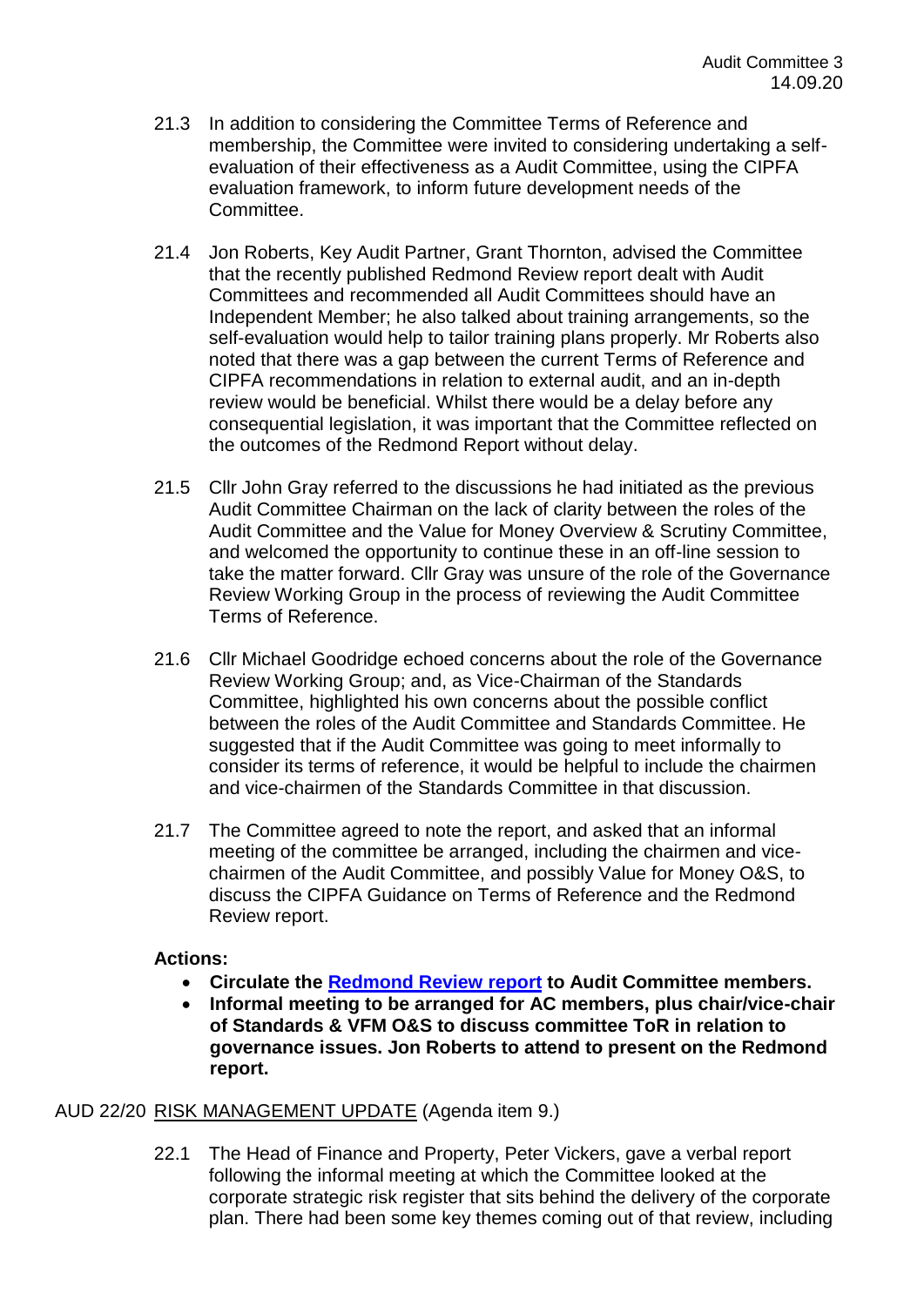21.3 In addition to considering the Committee Terms of Reference and membership, the Committee were invited to considering undertaking a self-evaluation of their effectiveness as a Audit Committee, using the CIPFA evaluation framework, to inform future development needs of the Committee.

21.4 Jon Roberts, Key Audit Partner, Grant Thornton, advised the Committee that the recently published Redmond Review report dealt with Audit Committees and recommended all Audit Committees should have an Independent Member; he also talked about training arrangements, so the self-evaluation would help to tailor training plans properly. Mr Roberts also noted that there was a gap between the current Terms of Reference and CIPFA recommendations in relation to external audit, and an in-depth review would be beneficial. Whilst there would be a delay before any consequential legislation, it was important that the Committee reflected on the outcomes of the Redmond Report without delay.

21.5 Cllr John Gray referred to the discussions he had initiated as the previous Audit Committee Chairman on the lack of clarity between the roles of the Audit Committee and the Value for Money Overview & Scrutiny Committee, and welcomed the opportunity to continue these in an off-line session to take the matter forward. Cllr Gray was unsure of the role of the Governance Review Working Group in the process of reviewing the Audit Committee Terms of Reference.

21.6 Cllr Michael Goodridge echoed concerns about the role of the Governance Review Working Group; and, as Vice-Chairman of the Standards Committee, highlighted his own concerns about the possible conflict between the roles of the Audit Committee and Standards Committee. He suggested that if the Audit Committee was going to meet informally to consider its terms of reference, it would be helpful to include the chairmen and vice-chairmen of the Standards Committee in that discussion.

21.7 The Committee agreed to note the report, and asked that an informal meeting of the committee be arranged, including the chairmen and vice-chairmen of the Audit Committee, and possibly Value for Money O&S, to discuss the CIPFA Guidance on Terms of Reference and the Redmond Review report.

**Actions:**

- **Circulate the Redmond Review report to Audit Committee members.**
- **Informal meeting to be arranged for AC members, plus chair/vice-chair of Standards & VFM O&S to discuss committee ToR in relation to governance issues. Jon Roberts to attend to present on the Redmond report.**

AUD 22/20 RISK MANAGEMENT UPDATE (Agenda item 9.)

22.1 The Head of Finance and Property, Peter Vickers, gave a verbal report following the informal meeting at which the Committee looked at the corporate strategic risk register that sits behind the delivery of the corporate plan. There had been some key themes coming out of that review, including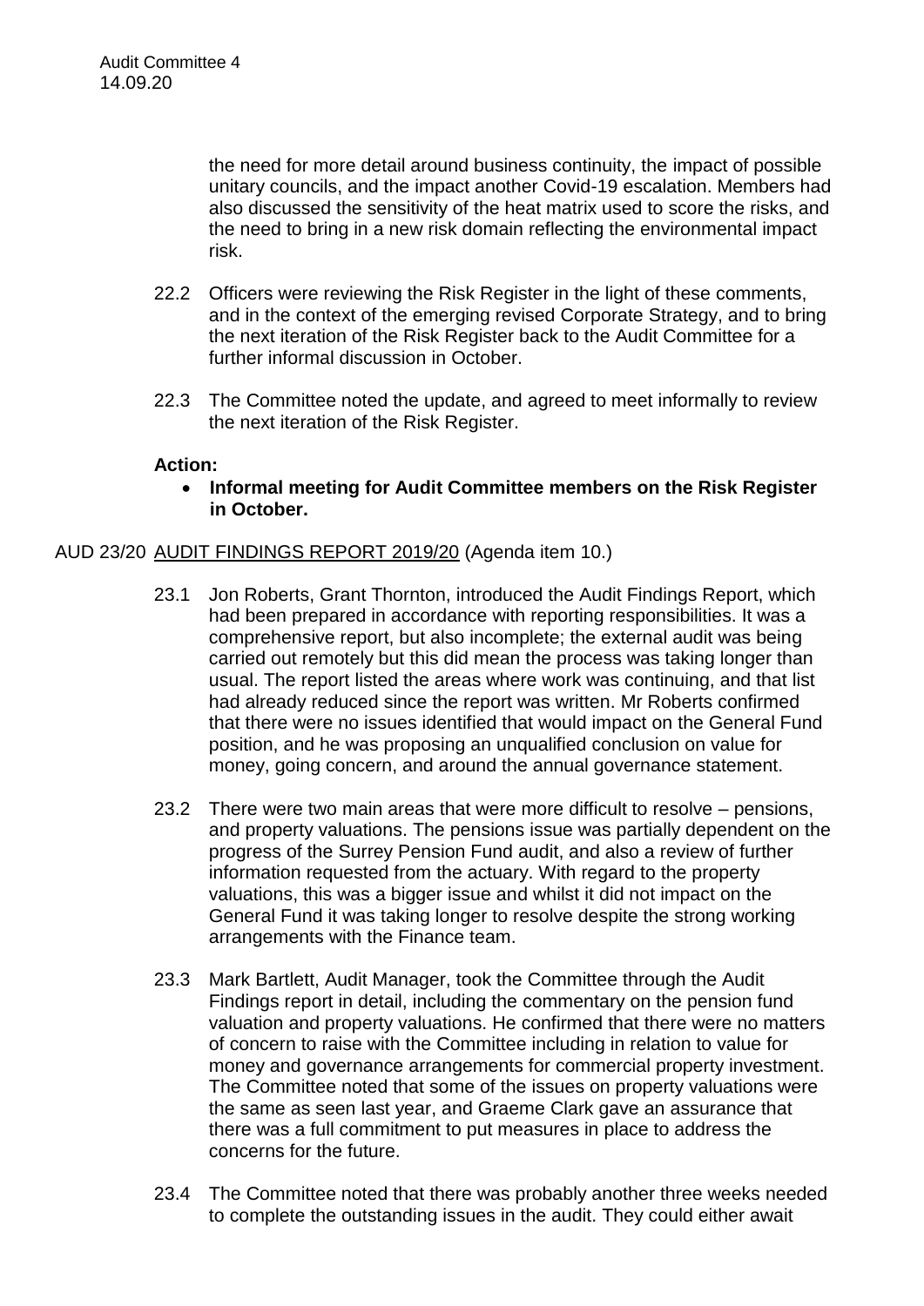the need for more detail around business continuity, the impact of possible unitary councils, and the impact another Covid-19 escalation. Members had also discussed the sensitivity of the heat matrix used to score the risks, and the need to bring in a new risk domain reflecting the environmental impact risk.

22.2 Officers were reviewing the Risk Register in the light of these comments, and in the context of the emerging revised Corporate Strategy, and to bring the next iteration of the Risk Register back to the Audit Committee for a further informal discussion in October.

22.3 The Committee noted the update, and agreed to meet informally to review the next iteration of the Risk Register.

**Action:**

- **Informal meeting for Audit Committee members on the Risk Register in October.**

AUD 23/20 AUDIT FINDINGS REPORT 2019/20 (Agenda item 10.)

23.1 Jon Roberts, Grant Thornton, introduced the Audit Findings Report, which had been prepared in accordance with reporting responsibilities. It was a comprehensive report, but also incomplete; the external audit was being carried out remotely but this did mean the process was taking longer than usual. The report listed the areas where work was continuing, and that list had already reduced since the report was written. Mr Roberts confirmed that there were no issues identified that would impact on the General Fund position, and he was proposing an unqualified conclusion on value for money, going concern, and around the annual governance statement.

23.2 There were two main areas that were more difficult to resolve – pensions, and property valuations. The pensions issue was partially dependent on the progress of the Surrey Pension Fund audit, and also a review of further information requested from the actuary. With regard to the property valuations, this was a bigger issue and whilst it did not impact on the General Fund it was taking longer to resolve despite the strong working arrangements with the Finance team.

23.3 Mark Bartlett, Audit Manager, took the Committee through the Audit Findings report in detail, including the commentary on the pension fund valuation and property valuations. He confirmed that there were no matters of concern to raise with the Committee including in relation to value for money and governance arrangements for commercial property investment. The Committee noted that some of the issues on property valuations were the same as seen last year, and Graeme Clark gave an assurance that there was a full commitment to put measures in place to address the concerns for the future.

23.4 The Committee noted that there was probably another three weeks needed to complete the outstanding issues in the audit. They could either await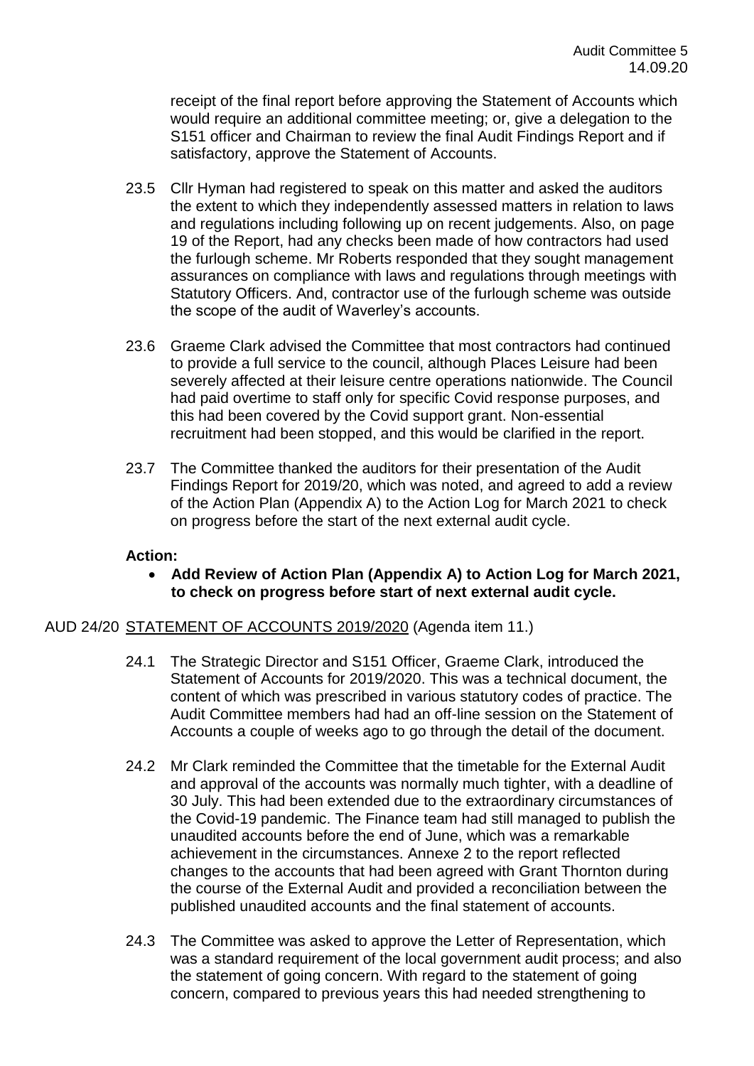receipt of the final report before approving the Statement of Accounts which would require an additional committee meeting; or, give a delegation to the S151 officer and Chairman to review the final Audit Findings Report and if satisfactory, approve the Statement of Accounts.

23.5 Cllr Hyman had registered to speak on this matter and asked the auditors the extent to which they independently assessed matters in relation to laws and regulations including following up on recent judgements. Also, on page 19 of the Report, had any checks been made of how contractors had used the furlough scheme. Mr Roberts responded that they sought management assurances on compliance with laws and regulations through meetings with Statutory Officers. And, contractor use of the furlough scheme was outside the scope of the audit of Waverley's accounts.

23.6 Graeme Clark advised the Committee that most contractors had continued to provide a full service to the council, although Places Leisure had been severely affected at their leisure centre operations nationwide. The Council had paid overtime to staff only for specific Covid response purposes, and this had been covered by the Covid support grant. Non-essential recruitment had been stopped, and this would be clarified in the report.

23.7 The Committee thanked the auditors for their presentation of the Audit Findings Report for 2019/20, which was noted, and agreed to add a review of the Action Plan (Appendix A) to the Action Log for March 2021 to check on progress before the start of the next external audit cycle.

**Action:**

- **Add Review of Action Plan (Appendix A) to Action Log for March 2021, to check on progress before start of next external audit cycle.**

AUD 24/20 STATEMENT OF ACCOUNTS 2019/2020 (Agenda item 11.)

24.1 The Strategic Director and S151 Officer, Graeme Clark, introduced the Statement of Accounts for 2019/2020. This was a technical document, the content of which was prescribed in various statutory codes of practice. The Audit Committee members had had an off-line session on the Statement of Accounts a couple of weeks ago to go through the detail of the document.

24.2 Mr Clark reminded the Committee that the timetable for the External Audit and approval of the accounts was normally much tighter, with a deadline of 30 July. This had been extended due to the extraordinary circumstances of the Covid-19 pandemic. The Finance team had still managed to publish the unaudited accounts before the end of June, which was a remarkable achievement in the circumstances. Annexe 2 to the report reflected changes to the accounts that had been agreed with Grant Thornton during the course of the External Audit and provided a reconciliation between the published unaudited accounts and the final statement of accounts.

24.3 The Committee was asked to approve the Letter of Representation, which was a standard requirement of the local government audit process; and also the statement of going concern. With regard to the statement of going concern, compared to previous years this had needed strengthening to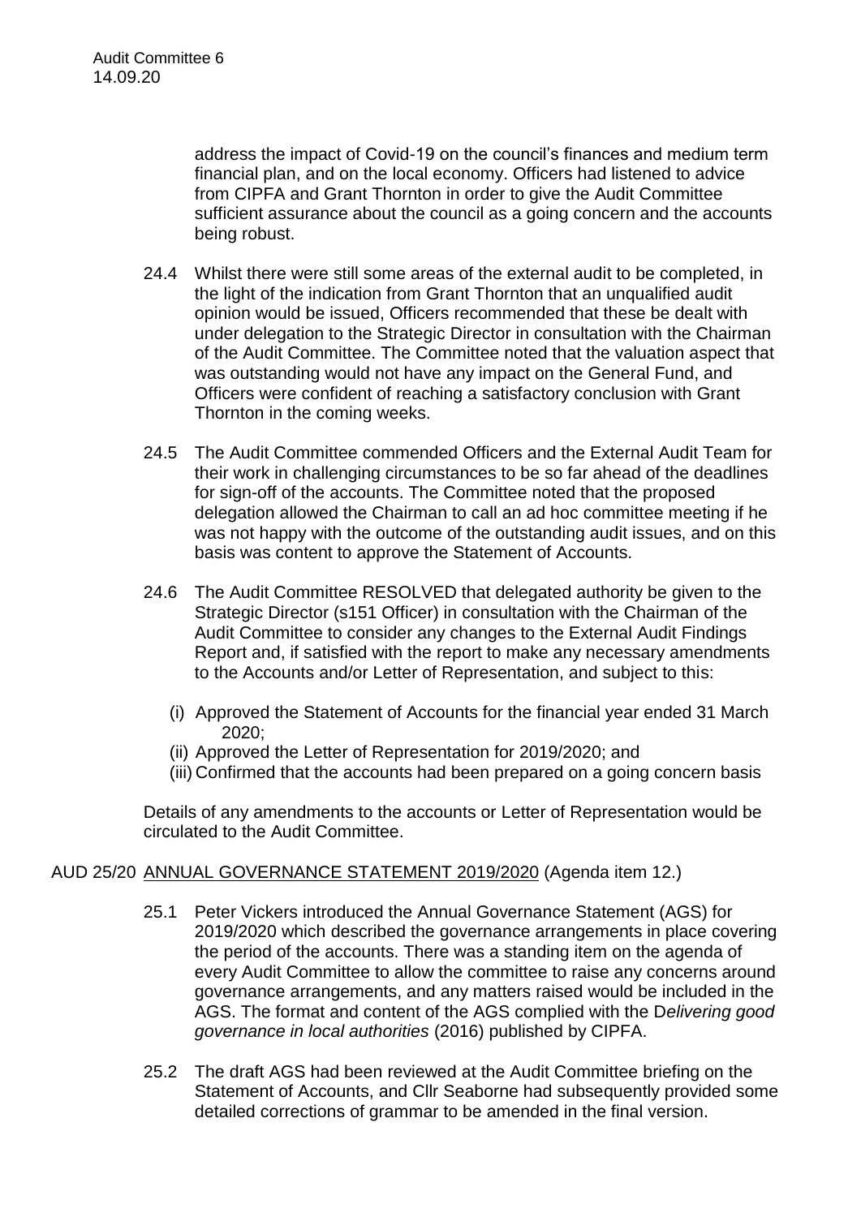address the impact of Covid-19 on the council's finances and medium term financial plan, and on the local economy. Officers had listened to advice from CIPFA and Grant Thornton in order to give the Audit Committee sufficient assurance about the council as a going concern and the accounts being robust.

24.4 Whilst there were still some areas of the external audit to be completed, in the light of the indication from Grant Thornton that an unqualified audit opinion would be issued, Officers recommended that these be dealt with under delegation to the Strategic Director in consultation with the Chairman of the Audit Committee. The Committee noted that the valuation aspect that was outstanding would not have any impact on the General Fund, and Officers were confident of reaching a satisfactory conclusion with Grant Thornton in the coming weeks.

24.5 The Audit Committee commended Officers and the External Audit Team for their work in challenging circumstances to be so far ahead of the deadlines for sign-off of the accounts. The Committee noted that the proposed delegation allowed the Chairman to call an ad hoc committee meeting if he was not happy with the outcome of the outstanding audit issues, and on this basis was content to approve the Statement of Accounts.

24.6 The Audit Committee RESOLVED that delegated authority be given to the Strategic Director (s151 Officer) in consultation with the Chairman of the Audit Committee to consider any changes to the External Audit Findings Report and, if satisfied with the report to make any necessary amendments to the Accounts and/or Letter of Representation, and subject to this:

(i) Approved the Statement of Accounts for the financial year ended 31 March 2020;
(ii) Approved the Letter of Representation for 2019/2020; and
(iii) Confirmed that the accounts had been prepared on a going concern basis

Details of any amendments to the accounts or Letter of Representation would be circulated to the Audit Committee.

## AUD 25/20 ANNUAL GOVERNANCE STATEMENT 2019/2020 (Agenda item 12.)

25.1 Peter Vickers introduced the Annual Governance Statement (AGS) for 2019/2020 which described the governance arrangements in place covering the period of the accounts. There was a standing item on the agenda of every Audit Committee to allow the committee to raise any concerns around governance arrangements, and any matters raised would be included in the AGS. The format and content of the AGS complied with the D*elivering good governance in local authorities* (2016) published by CIPFA.

25.2 The draft AGS had been reviewed at the Audit Committee briefing on the Statement of Accounts, and Cllr Seaborne had subsequently provided some detailed corrections of grammar to be amended in the final version.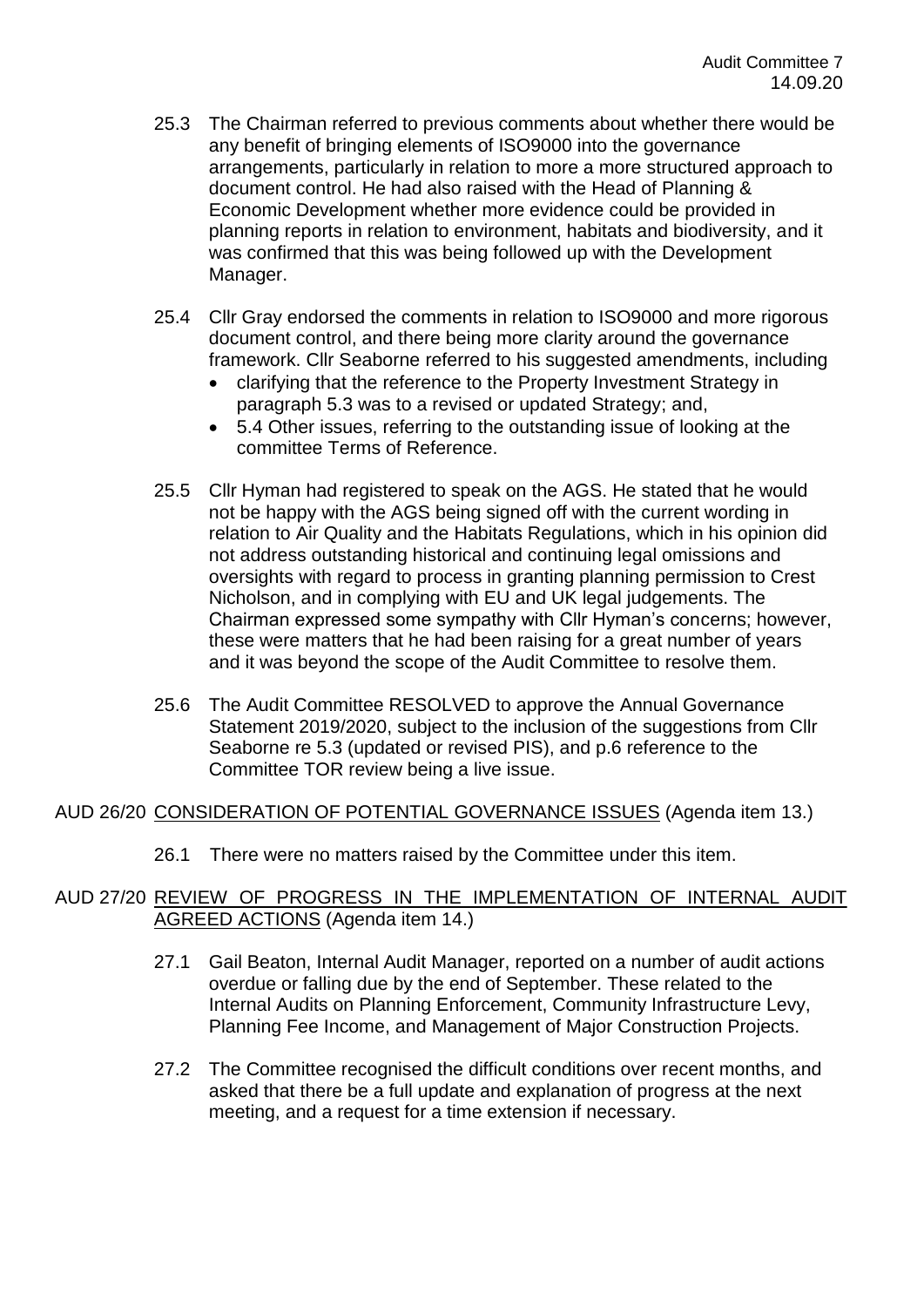25.3 The Chairman referred to previous comments about whether there would be any benefit of bringing elements of ISO9000 into the governance arrangements, particularly in relation to more a more structured approach to document control. He had also raised with the Head of Planning & Economic Development whether more evidence could be provided in planning reports in relation to environment, habitats and biodiversity, and it was confirmed that this was being followed up with the Development Manager.

25.4 Cllr Gray endorsed the comments in relation to ISO9000 and more rigorous document control, and there being more clarity around the governance framework. Cllr Seaborne referred to his suggested amendments, including

- clarifying that the reference to the Property Investment Strategy in paragraph 5.3 was to a revised or updated Strategy; and,
- 5.4 Other issues, referring to the outstanding issue of looking at the committee Terms of Reference.

25.5 Cllr Hyman had registered to speak on the AGS. He stated that he would not be happy with the AGS being signed off with the current wording in relation to Air Quality and the Habitats Regulations, which in his opinion did not address outstanding historical and continuing legal omissions and oversights with regard to process in granting planning permission to Crest Nicholson, and in complying with EU and UK legal judgements. The Chairman expressed some sympathy with Cllr Hyman's concerns; however, these were matters that he had been raising for a great number of years and it was beyond the scope of the Audit Committee to resolve them.

25.6 The Audit Committee RESOLVED to approve the Annual Governance Statement 2019/2020, subject to the inclusion of the suggestions from Cllr Seaborne re 5.3 (updated or revised PIS), and p.6 reference to the Committee TOR review being a live issue.

## AUD 26/20 <u>CONSIDERATION OF POTENTIAL GOVERNANCE ISSUES</u> (Agenda item 13.)

26.1 There were no matters raised by the Committee under this item.

## AUD 27/20 <u>REVIEW OF PROGRESS IN THE IMPLEMENTATION OF INTERNAL AUDIT AGREED ACTIONS</u> (Agenda item 14.)

27.1 Gail Beaton, Internal Audit Manager, reported on a number of audit actions overdue or falling due by the end of September. These related to the Internal Audits on Planning Enforcement, Community Infrastructure Levy, Planning Fee Income, and Management of Major Construction Projects.

27.2 The Committee recognised the difficult conditions over recent months, and asked that there be a full update and explanation of progress at the next meeting, and a request for a time extension if necessary.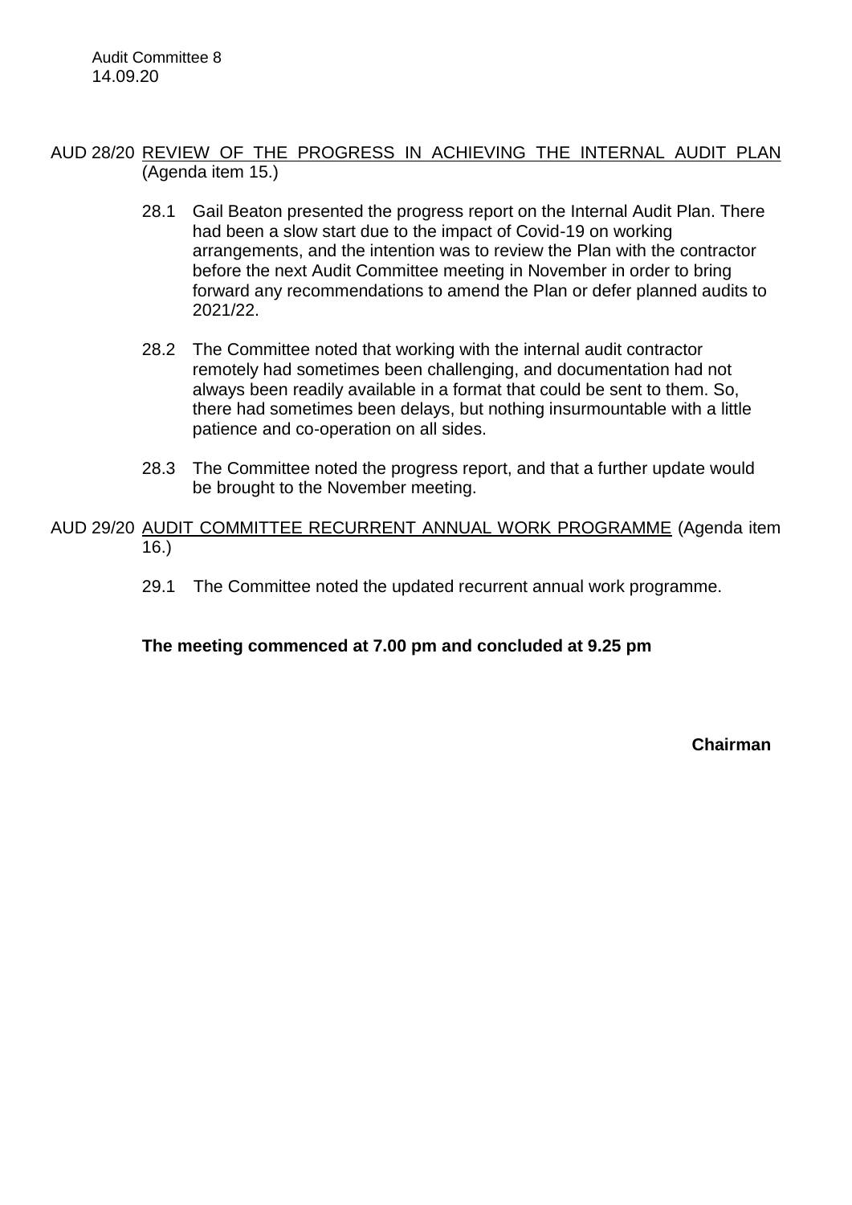AUD 28/20 REVIEW OF THE PROGRESS IN ACHIEVING THE INTERNAL AUDIT PLAN (Agenda item 15.)

28.1 Gail Beaton presented the progress report on the Internal Audit Plan. There had been a slow start due to the impact of Covid-19 on working arrangements, and the intention was to review the Plan with the contractor before the next Audit Committee meeting in November in order to bring forward any recommendations to amend the Plan or defer planned audits to 2021/22.

28.2 The Committee noted that working with the internal audit contractor remotely had sometimes been challenging, and documentation had not always been readily available in a format that could be sent to them. So, there had sometimes been delays, but nothing insurmountable with a little patience and co-operation on all sides.

28.3 The Committee noted the progress report, and that a further update would be brought to the November meeting.

AUD 29/20 AUDIT COMMITTEE RECURRENT ANNUAL WORK PROGRAMME (Agenda item 16.)

29.1 The Committee noted the updated recurrent annual work programme.

**The meeting commenced at 7.00 pm and concluded at 9.25 pm**

**Chairman**